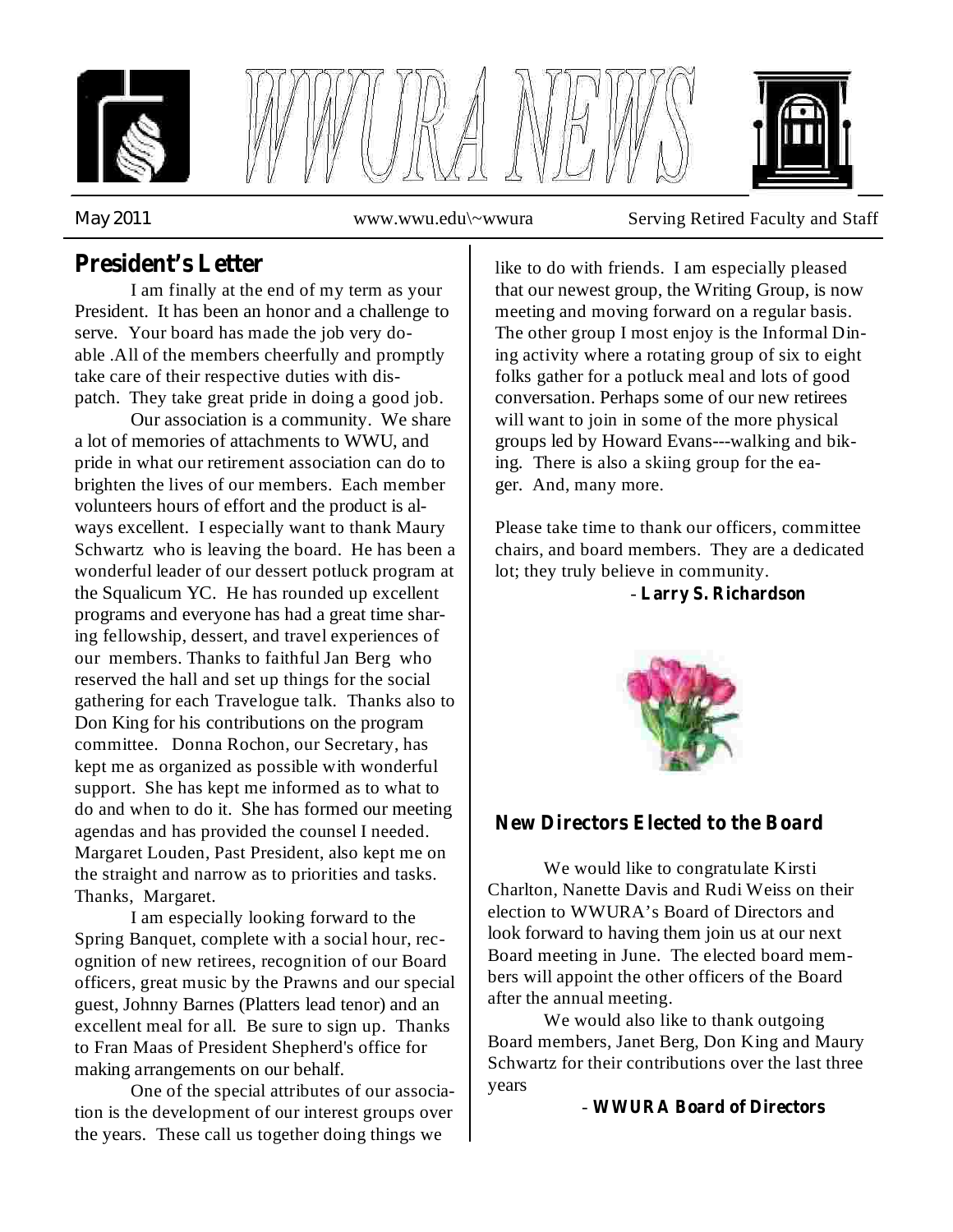# WWURA NEWS

May 2011 www.wwu.edu\~wwura Serving Retired Faculty and Staff

## President's Letter

I am finally at the end of my term as your President. It has been an honor and a challenge to serve. Your board has made the job very doable .All of the members cheerfully and promptly take care of their respective duties with dispatch. They take great pride in doing a good job.

Our association is a community. We share a lot of memories of attachments to WWU, and pride in what our retirement association can do to brighten the lives of our members. Each member volunteers hours of effort and the product is always excellent. I especially want to thank Maury Schwartz who is leaving the board. He has been a wonderful leader of our dessert potluck program at the Squalicum YC. He has rounded up excellent programs and everyone has had a great time sharing fellowship, dessert, and travel experiences of our members. Thanks to faithful Jan Berg who reserved the hall and set up things for the social gathering for each Travelogue talk. Thanks also to Don King for his contributions on the program committee. Donna Rochon, our Secretary, has kept me as organized as possible with wonderful support. She has kept me informed as to what to do and when to do it. She has formed our meeting agendas and has provided the counsel I needed. Margaret Louden, Past President, also kept me on the straight and narrow as to priorities and tasks. Thanks, Margaret.

I am especially looking forward to the Spring Banquet, complete with a social hour, recognition of new retirees, recognition of our Board officers, great music by the Prawns and our special guest, Johnny Barnes (Platters lead tenor) and an excellent meal for all. Be sure to sign up. Thanks to Fran Maas of President Shepherd's office for making arrangements on our behalf.

One of the special attributes of our association is the development of our interest groups over the years. These call us together doing things we like to do with friends. I am especially pleased that our newest group, the Writing Group, is now meeting and moving forward on a regular basis. The other group I most enjoy is the Informal Dining activity where a rotating group of six to eight folks gather for a potluck meal and lots of good conversation. Perhaps some of our new retirees will want to join in some of the more physical groups led by Howard Evans---walking and biking. There is also a skiing group for the eager. And, many more.

Please take time to thank our officers, committee chairs, and board members. They are a dedicated lot; they truly believe in community.

\- **Larry S. Richardson**

## New Directors Elected to the Board

We would like to congratulate Kirsti Charlton, Nanette Davis and Rudi Weiss on their election to WWURA's Board of Directors and look forward to having them join us at our next Board meeting in June. The elected board members will appoint the other officers of the Board after the annual meeting.

We would also like to thank outgoing Board members, Janet Berg, Don King and Maury Schwartz for their contributions over the last three years

\- **WWURA Board of Directors**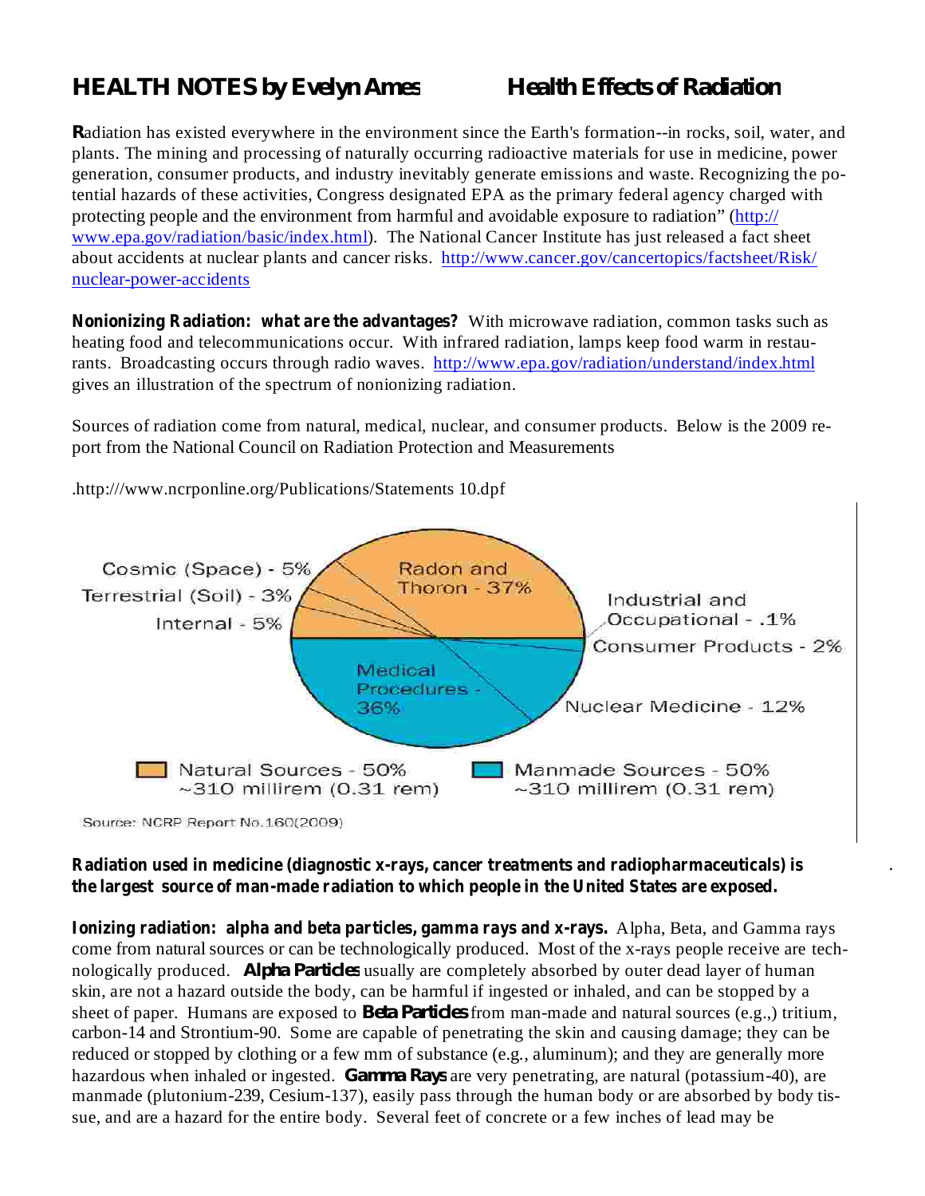# HEALTH NOTES by Evelyn Ames — Health Effects of Radiation

**R**adiation has existed everywhere in the environment since the Earth's formation--in rocks, soil, water, and plants. The mining and processing of naturally occurring radioactive materials for use in medicine, power generation, consumer products, and industry inevitably generate emissions and waste. Recognizing the potential hazards of these activities, Congress designated EPA as the primary federal agency charged with protecting people and the environment from harmful and avoidable exposure to radiation" (http://www.epa.gov/radiation/basic/index.html). The National Cancer Institute has just released a fact sheet about accidents at nuclear plants and cancer risks. http://www.cancer.gov/cancertopics/factsheet/Risk/nuclear-power-accidents

**Nonionizing Radiation: what are the advantages?** With microwave radiation, common tasks such as heating food and telecommunications occur. With infrared radiation, lamps keep food warm in restaurants. Broadcasting occurs through radio waves. http://www.epa.gov/radiation/understand/index.html gives an illustration of the spectrum of nonionizing radiation.

Sources of radiation come from natural, medical, nuclear, and consumer products. Below is the 2009 report from the National Council on Radiation Protection and Measurements

.http:///www.ncrponline.org/Publications/Statements 10.dpf

Cosmic (Space) - 5%
Terrestrial (Soil) - 3%
Internal - 5%
Radon and Thoron - 37%
Industrial and Occupational - .1%
Consumer Products - 2%
Medical Procedures - 36%
Nuclear Medicine - 12%

Natural Sources - 50% ~310 millirem (0.31 rem)
Manmade Sources - 50% ~310 millirem (0.31 rem)

Source: NCRP Report No.160(2009)

**Radiation used in medicine (diagnostic x-rays, cancer treatments and radiopharmaceuticals) is the largest source of man-made radiation to which people in the United States are exposed.**

**Ionizing radiation: alpha and beta particles, gamma rays and x-rays.** Alpha, Beta, and Gamma rays come from natural sources or can be technologically produced. Most of the x-rays people receive are technologically produced. **Alpha Particles** usually are completely absorbed by outer dead layer of human skin, are not a hazard outside the body, can be harmful if ingested or inhaled, and can be stopped by a sheet of paper. Humans are exposed to **Beta Particles** from man-made and natural sources (e.g.,) tritium, carbon-14 and Strontium-90. Some are capable of penetrating the skin and causing damage; they can be reduced or stopped by clothing or a few mm of substance (e.g., aluminum); and they are generally more hazardous when inhaled or ingested. **Gamma Rays** are very penetrating, are natural (potassium-40), are manmade (plutonium-239, Cesium-137), easily pass through the human body or are absorbed by body tissue, and are a hazard for the entire body. Several feet of concrete or a few inches of lead may be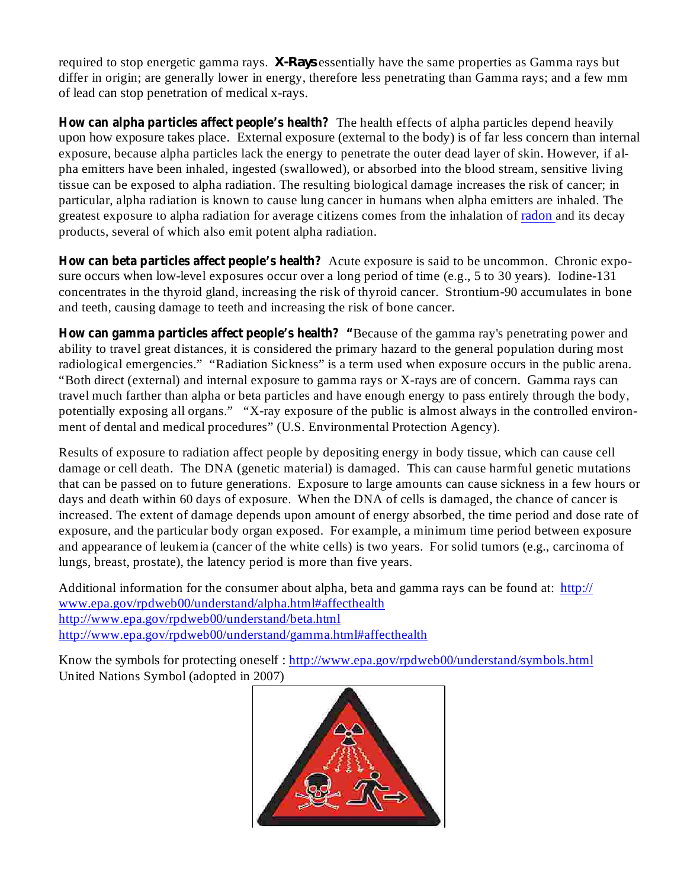required to stop energetic gamma rays. **X-Rays** essentially have the same properties as Gamma rays but differ in origin; are generally lower in energy, therefore less penetrating than Gamma rays; and a few mm of lead can stop penetration of medical x-rays.

**How can alpha particles affect people's health?** The health effects of alpha particles depend heavily upon how exposure takes place. External exposure (external to the body) is of far less concern than internal exposure, because alpha particles lack the energy to penetrate the outer dead layer of skin. However, if alpha emitters have been inhaled, ingested (swallowed), or absorbed into the blood stream, sensitive living tissue can be exposed to alpha radiation. The resulting biological damage increases the risk of cancer; in particular, alpha radiation is known to cause lung cancer in humans when alpha emitters are inhaled. The greatest exposure to alpha radiation for average citizens comes from the inhalation of [radon](#) and its decay products, several of which also emit potent alpha radiation.

**How can beta particles affect people's health?** Acute exposure is said to be uncommon. Chronic exposure occurs when low-level exposures occur over a long period of time (e.g., 5 to 30 years). Iodine-131 concentrates in the thyroid gland, increasing the risk of thyroid cancer. Strontium-90 accumulates in bone and teeth, causing damage to teeth and increasing the risk of bone cancer.

**How can gamma particles affect people's health?** "Because of the gamma ray's penetrating power and ability to travel great distances, it is considered the primary hazard to the general population during most radiological emergencies." "Radiation Sickness" is a term used when exposure occurs in the public arena. "Both direct (external) and internal exposure to gamma rays or X-rays are of concern. Gamma rays can travel much farther than alpha or beta particles and have enough energy to pass entirely through the body, potentially exposing all organs." "X-ray exposure of the public is almost always in the controlled environment of dental and medical procedures" (U.S. Environmental Protection Agency).

Results of exposure to radiation affect people by depositing energy in body tissue, which can cause cell damage or cell death. The DNA (genetic material) is damaged. This can cause harmful genetic mutations that can be passed on to future generations. Exposure to large amounts can cause sickness in a few hours or days and death within 60 days of exposure. When the DNA of cells is damaged, the chance of cancer is increased. The extent of damage depends upon amount of energy absorbed, the time period and dose rate of exposure, and the particular body organ exposed. For example, a minimum time period between exposure and appearance of leukemia (cancer of the white cells) is two years. For solid tumors (e.g., carcinoma of lungs, breast, prostate), the latency period is more than five years.

Additional information for the consumer about alpha, beta and gamma rays can be found at: http://www.epa.gov/rpdweb00/understand/alpha.html#affecthealth
http://www.epa.gov/rpdweb00/understand/beta.html
http://www.epa.gov/rpdweb00/understand/gamma.html#affecthealth

Know the symbols for protecting oneself : http://www.epa.gov/rpdweb00/understand/symbols.html
United Nations Symbol (adopted in 2007)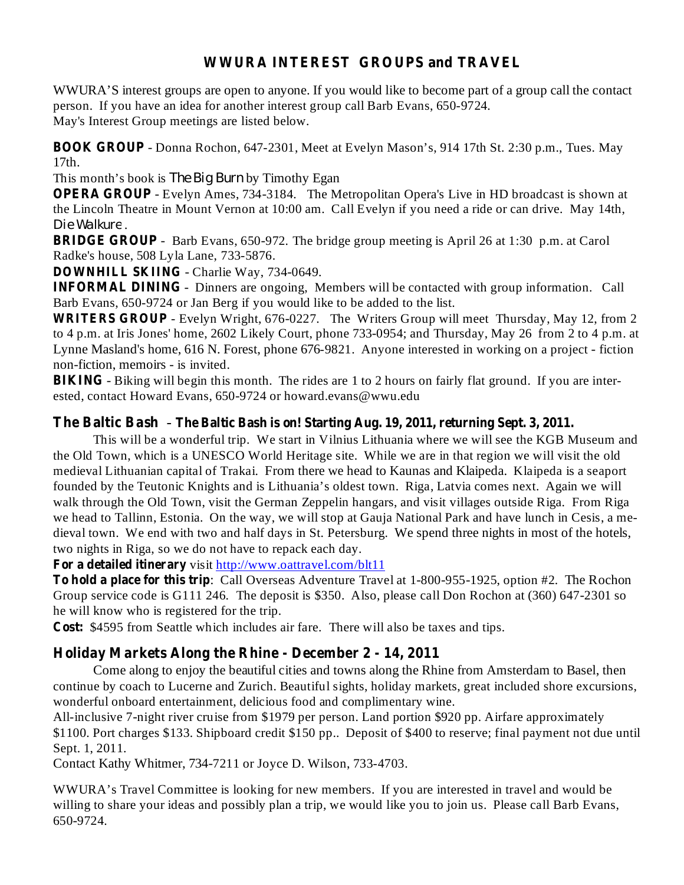# WWURA INTEREST GROUPS and TRAVEL

WWURA'S interest groups are open to anyone. If you would like to become part of a group call the contact person. If you have an idea for another interest group call Barb Evans, 650-9724.
May's Interest Group meetings are listed below.

**BOOK GROUP** - Donna Rochon, 647-2301, Meet at Evelyn Mason's, 914 17th St. 2:30 p.m., Tues. May 17th.
This month's book is *The Big Burn* by Timothy Egan

**OPERA GROUP** - Evelyn Ames, 734-3184. The Metropolitan Opera's Live in HD broadcast is shown at the Lincoln Theatre in Mount Vernon at 10:00 am. Call Evelyn if you need a ride or can drive. May 14th, *Die Walkure*.

**BRIDGE GROUP** - Barb Evans, 650-972. The bridge group meeting is April 26 at 1:30 p.m. at Carol Radke's house, 508 Lyla Lane, 733-5876.

**DOWNHILL SKIING** - Charlie Way, 734-0649.

**INFORMAL DINING** - Dinners are ongoing, Members will be contacted with group information. Call Barb Evans, 650-9724 or Jan Berg if you would like to be added to the list.

**WRITERS GROUP** - Evelyn Wright, 676-0227. The Writers Group will meet Thursday, May 12, from 2 to 4 p.m. at Iris Jones' home, 2602 Likely Court, phone 733-0954; and Thursday, May 26 from 2 to 4 p.m. at Lynne Masland's home, 616 N. Forest, phone 676-9821. Anyone interested in working on a project - fiction non-fiction, memoirs - is invited.

**BIKING** - Biking will begin this month. The rides are 1 to 2 hours on fairly flat ground. If you are interested, contact Howard Evans, 650-9724 or howard.evans@wwu.edu

## The Baltic Bash – The Baltic Bash is on! Starting Aug. 19, 2011, returning Sept. 3, 2011.

This will be a wonderful trip. We start in Vilnius Lithuania where we will see the KGB Museum and the Old Town, which is a UNESCO World Heritage site. While we are in that region we will visit the old medieval Lithuanian capital of Trakai. From there we head to Kaunas and Klaipeda. Klaipeda is a seaport founded by the Teutonic Knights and is Lithuania's oldest town. Riga, Latvia comes next. Again we will walk through the Old Town, visit the German Zeppelin hangars, and visit villages outside Riga. From Riga we head to Tallinn, Estonia. On the way, we will stop at Gauja National Park and have lunch in Cesis, a medieval town. We end with two and half days in St. Petersburg. We spend three nights in most of the hotels, two nights in Riga, so we do not have to repack each day.

**For a detailed itinerary** visit http://www.oattravel.com/blt11

**To hold a place for this trip**: Call Overseas Adventure Travel at 1-800-955-1925, option #2. The Rochon Group service code is G111 246. The deposit is $350. Also, please call Don Rochon at (360) 647-2301 so he will know who is registered for the trip.

**Cost:** $4595 from Seattle which includes air fare. There will also be taxes and tips.

## Holiday Markets Along the Rhine - December 2 - 14, 2011

Come along to enjoy the beautiful cities and towns along the Rhine from Amsterdam to Basel, then continue by coach to Lucerne and Zurich. Beautiful sights, holiday markets, great included shore excursions, wonderful onboard entertainment, delicious food and complimentary wine.

All-inclusive 7-night river cruise from $1979 per person. Land portion $920 pp. Airfare approximately $1100. Port charges $133. Shipboard credit $150 pp.. Deposit of $400 to reserve; final payment not due until Sept. 1, 2011.

Contact Kathy Whitmer, 734-7211 or Joyce D. Wilson, 733-4703.

WWURA's Travel Committee is looking for new members. If you are interested in travel and would be willing to share your ideas and possibly plan a trip, we would like you to join us. Please call Barb Evans, 650-9724.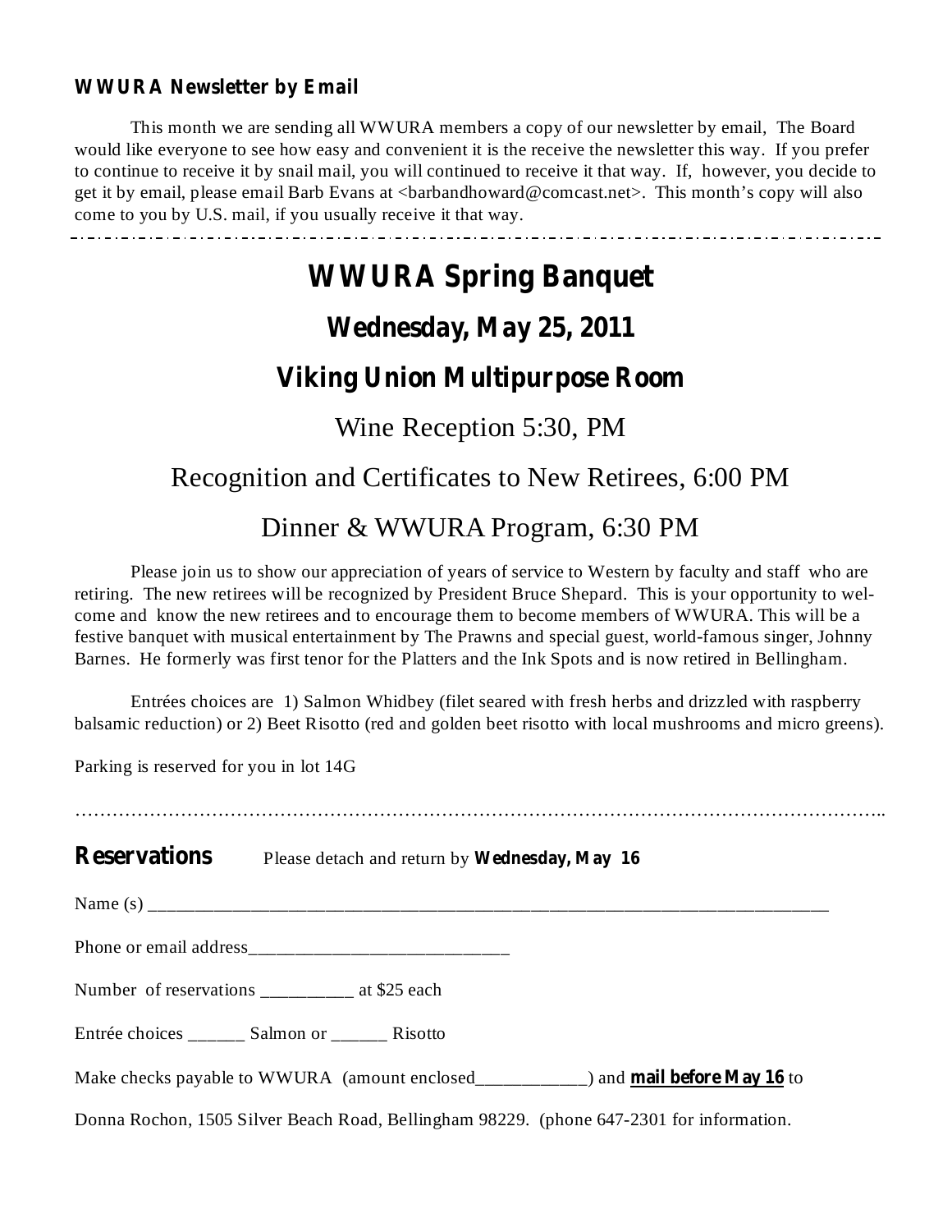**WWURA Newsletter by Email**

This month we are sending all WWURA members a copy of our newsletter by email, The Board would like everyone to see how easy and convenient it is the receive the newsletter this way. If you prefer to continue to receive it by snail mail, you will continued to receive it that way. If, however, you decide to get it by email, please email Barb Evans at <barbandhoward@comcast.net>. This month's copy will also come to you by U.S. mail, if you usually receive it that way.

---

# WWURA Spring Banquet

## Wednesday, May 25, 2011

## Viking Union Multipurpose Room

Wine Reception 5:30, PM

Recognition and Certificates to New Retirees, 6:00 PM

Dinner & WWURA Program, 6:30 PM

Please join us to show our appreciation of years of service to Western by faculty and staff who are retiring. The new retirees will be recognized by President Bruce Shepard. This is your opportunity to welcome and know the new retirees and to encourage them to become members of WWURA. This will be a festive banquet with musical entertainment by The Prawns and special guest, world-famous singer, Johnny Barnes. He formerly was first tenor for the Platters and the Ink Spots and is now retired in Bellingham.

Entrées choices are 1) Salmon Whidbey (filet seared with fresh herbs and drizzled with raspberry balsamic reduction) or 2) Beet Risotto (red and golden beet risotto with local mushrooms and micro greens).

Parking is reserved for you in lot 14G

…………………………………………………………………………………………………………………..

**Reservations** Please detach and return by **Wednesday, May 16**

Name (s) ___________________________________________________________________________

Phone or email address___________________________

Number of reservations __________ at $25 each

Entrée choices ______ Salmon or ______ Risotto

Make checks payable to WWURA (amount enclosed____________) and **mail before May 16** to

Donna Rochon, 1505 Silver Beach Road, Bellingham 98229. (phone 647-2301 for information.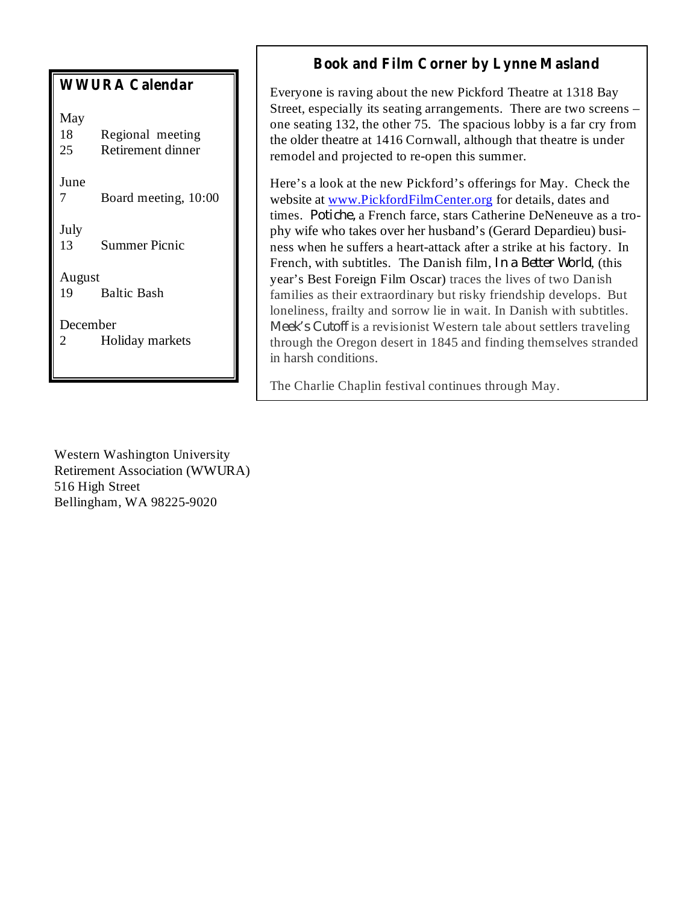## WWURA Calendar

May

| | |
|---|---|
| 18 | Regional meeting |
| 25 | Retirement dinner |

June

| | |
|---|---|
| 7 | Board meeting, 10:00 |

July

| | |
|---|---|
| 13 | Summer Picnic |

August

| | |
|---|---|
| 19 | Baltic Bash |

December

| | |
|---|---|
| 2 | Holiday markets |

## Book and Film Corner by Lynne Masland

Everyone is raving about the new Pickford Theatre at 1318 Bay Street, especially its seating arrangements. There are two screens – one seating 132, the other 75. The spacious lobby is a far cry from the older theatre at 1416 Cornwall, although that theatre is under remodel and projected to re-open this summer.

Here's a look at the new Pickford's offerings for May. Check the website at [www.PickfordFilmCenter.org](http://www.PickfordFilmCenter.org) for details, dates and times. *Potiche*, a French farce, stars Catherine DeNeneuve as a trophy wife who takes over her husband's (Gerard Depardieu) business when he suffers a heart-attack after a strike at his factory. In French, with subtitles. The Danish film, *In a Better World*, (this year's Best Foreign Film Oscar) traces the lives of two Danish families as their extraordinary but risky friendship develops. But loneliness, frailty and sorrow lie in wait. In Danish with subtitles. *Meek's Cutoff* is a revisionist Western tale about settlers traveling through the Oregon desert in 1845 and finding themselves stranded in harsh conditions.

The Charlie Chaplin festival continues through May.

Western Washington University
Retirement Association (WWURA)
516 High Street
Bellingham, WA 98225-9020